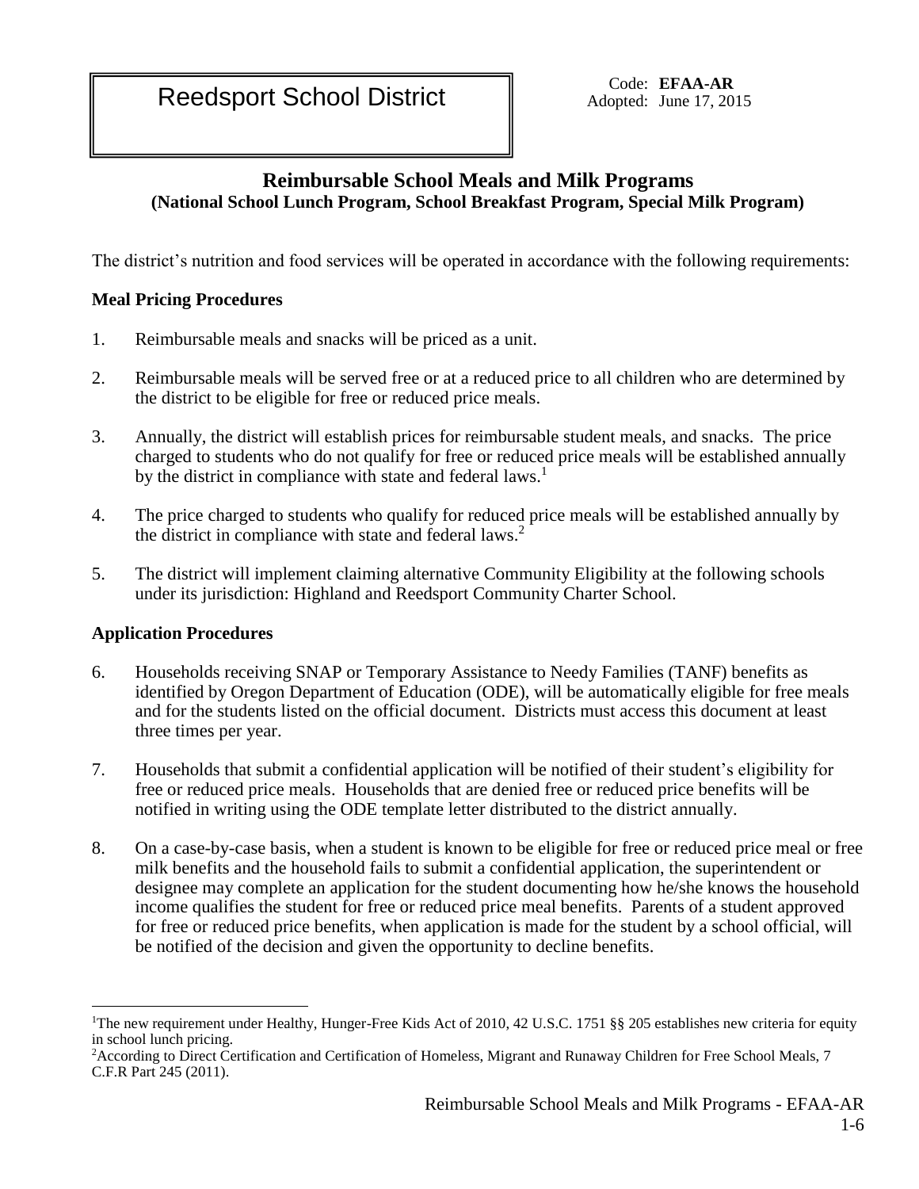# Reedsport School District

Code: **EFAA-AR**
Adopted: June 17, 2015

## Reimbursable School Meals and Milk Programs

**(National School Lunch Program, School Breakfast Program, Special Milk Program)**

The district's nutrition and food services will be operated in accordance with the following requirements:

### Meal Pricing Procedures

1. Reimbursable meals and snacks will be priced as a unit.

2. Reimbursable meals will be served free or at a reduced price to all children who are determined by the district to be eligible for free or reduced price meals.

3. Annually, the district will establish prices for reimbursable student meals, and snacks. The price charged to students who do not qualify for free or reduced price meals will be established annually by the district in compliance with state and federal laws.[1]

4. The price charged to students who qualify for reduced price meals will be established annually by the district in compliance with state and federal laws.[2]

5. The district will implement claiming alternative Community Eligibility at the following schools under its jurisdiction: Highland and Reedsport Community Charter School.

### Application Procedures

6. Households receiving SNAP or Temporary Assistance to Needy Families (TANF) benefits as identified by Oregon Department of Education (ODE), will be automatically eligible for free meals and for the students listed on the official document. Districts must access this document at least three times per year.

7. Households that submit a confidential application will be notified of their student's eligibility for free or reduced price meals. Households that are denied free or reduced price benefits will be notified in writing using the ODE template letter distributed to the district annually.

8. On a case-by-case basis, when a student is known to be eligible for free or reduced price meal or free milk benefits and the household fails to submit a confidential application, the superintendent or designee may complete an application for the student documenting how he/she knows the household income qualifies the student for free or reduced price meal benefits. Parents of a student approved for free or reduced price benefits, when application is made for the student by a school official, will be notified of the decision and given the opportunity to decline benefits.

---

[1] The new requirement under Healthy, Hunger-Free Kids Act of 2010, 42 U.S.C. 1751 §§ 205 establishes new criteria for equity in school lunch pricing.

[2] According to Direct Certification and Certification of Homeless, Migrant and Runaway Children for Free School Meals, 7 C.F.R Part 245 (2011).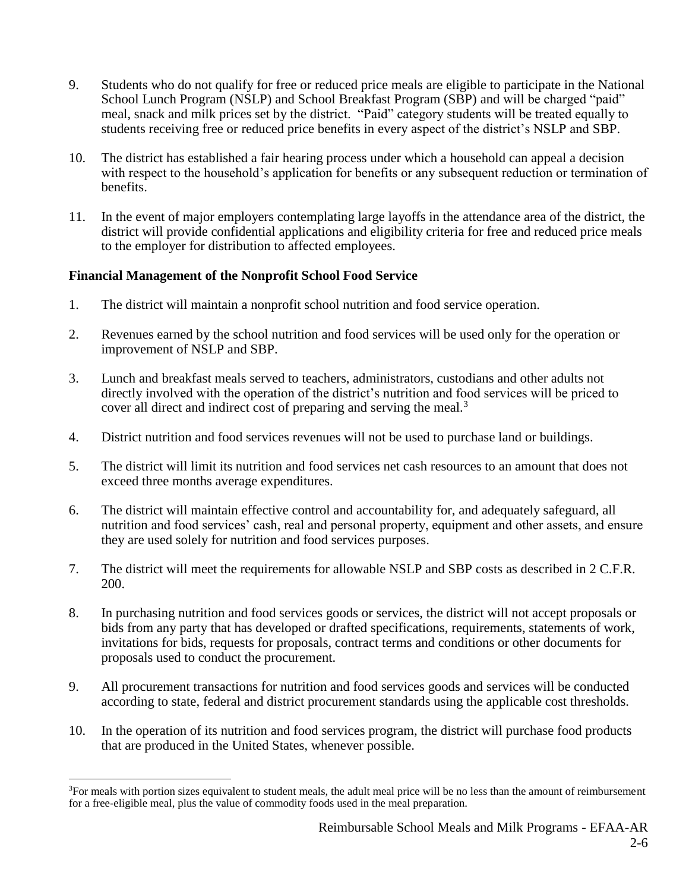9. Students who do not qualify for free or reduced price meals are eligible to participate in the National School Lunch Program (NSLP) and School Breakfast Program (SBP) and will be charged "paid" meal, snack and milk prices set by the district. "Paid" category students will be treated equally to students receiving free or reduced price benefits in every aspect of the district's NSLP and SBP.

10. The district has established a fair hearing process under which a household can appeal a decision with respect to the household's application for benefits or any subsequent reduction or termination of benefits.

11. In the event of major employers contemplating large layoffs in the attendance area of the district, the district will provide confidential applications and eligibility criteria for free and reduced price meals to the employer for distribution to affected employees.

**Financial Management of the Nonprofit School Food Service**

1. The district will maintain a nonprofit school nutrition and food service operation.

2. Revenues earned by the school nutrition and food services will be used only for the operation or improvement of NSLP and SBP.

3. Lunch and breakfast meals served to teachers, administrators, custodians and other adults not directly involved with the operation of the district's nutrition and food services will be priced to cover all direct and indirect cost of preparing and serving the meal.[3]

4. District nutrition and food services revenues will not be used to purchase land or buildings.

5. The district will limit its nutrition and food services net cash resources to an amount that does not exceed three months average expenditures.

6. The district will maintain effective control and accountability for, and adequately safeguard, all nutrition and food services' cash, real and personal property, equipment and other assets, and ensure they are used solely for nutrition and food services purposes.

7. The district will meet the requirements for allowable NSLP and SBP costs as described in 2 C.F.R. 200.

8. In purchasing nutrition and food services goods or services, the district will not accept proposals or bids from any party that has developed or drafted specifications, requirements, statements of work, invitations for bids, requests for proposals, contract terms and conditions or other documents for proposals used to conduct the procurement.

9. All procurement transactions for nutrition and food services goods and services will be conducted according to state, federal and district procurement standards using the applicable cost thresholds.

10. In the operation of its nutrition and food services program, the district will purchase food products that are produced in the United States, whenever possible.

[3]For meals with portion sizes equivalent to student meals, the adult meal price will be no less than the amount of reimbursement for a free-eligible meal, plus the value of commodity foods used in the meal preparation.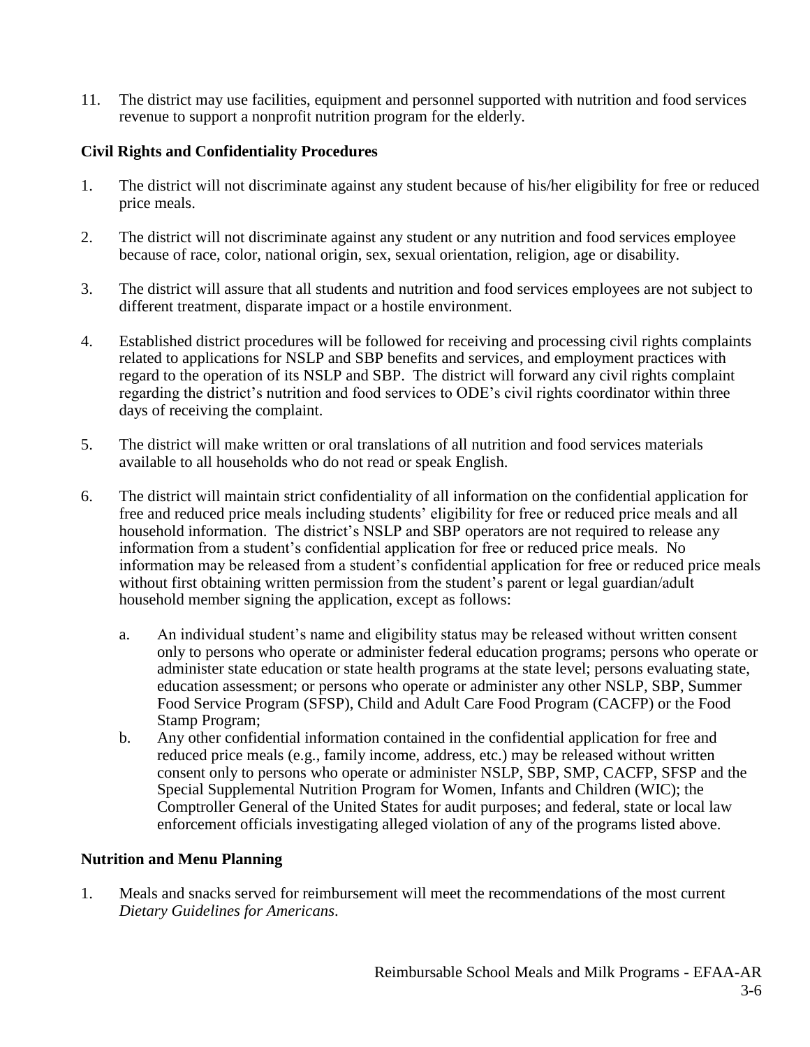11. The district may use facilities, equipment and personnel supported with nutrition and food services revenue to support a nonprofit nutrition program for the elderly.

**Civil Rights and Confidentiality Procedures**

1. The district will not discriminate against any student because of his/her eligibility for free or reduced price meals.

2. The district will not discriminate against any student or any nutrition and food services employee because of race, color, national origin, sex, sexual orientation, religion, age or disability.

3. The district will assure that all students and nutrition and food services employees are not subject to different treatment, disparate impact or a hostile environment.

4. Established district procedures will be followed for receiving and processing civil rights complaints related to applications for NSLP and SBP benefits and services, and employment practices with regard to the operation of its NSLP and SBP. The district will forward any civil rights complaint regarding the district's nutrition and food services to ODE's civil rights coordinator within three days of receiving the complaint.

5. The district will make written or oral translations of all nutrition and food services materials available to all households who do not read or speak English.

6. The district will maintain strict confidentiality of all information on the confidential application for free and reduced price meals including students' eligibility for free or reduced price meals and all household information. The district's NSLP and SBP operators are not required to release any information from a student's confidential application for free or reduced price meals. No information may be released from a student's confidential application for free or reduced price meals without first obtaining written permission from the student's parent or legal guardian/adult household member signing the application, except as follows:

   a. An individual student's name and eligibility status may be released without written consent only to persons who operate or administer federal education programs; persons who operate or administer state education or state health programs at the state level; persons evaluating state, education assessment; or persons who operate or administer any other NSLP, SBP, Summer Food Service Program (SFSP), Child and Adult Care Food Program (CACFP) or the Food Stamp Program;

   b. Any other confidential information contained in the confidential application for free and reduced price meals (e.g., family income, address, etc.) may be released without written consent only to persons who operate or administer NSLP, SBP, SMP, CACFP, SFSP and the Special Supplemental Nutrition Program for Women, Infants and Children (WIC); the Comptroller General of the United States for audit purposes; and federal, state or local law enforcement officials investigating alleged violation of any of the programs listed above.

**Nutrition and Menu Planning**

1. Meals and snacks served for reimbursement will meet the recommendations of the most current *Dietary Guidelines for Americans*.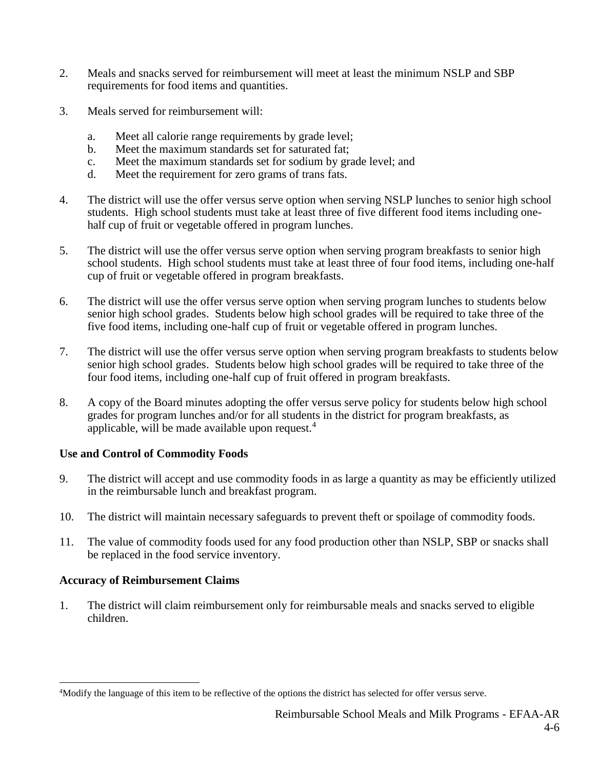2. Meals and snacks served for reimbursement will meet at least the minimum NSLP and SBP requirements for food items and quantities.

3. Meals served for reimbursement will:

   a. Meet all calorie range requirements by grade level;
   b. Meet the maximum standards set for saturated fat;
   c. Meet the maximum standards set for sodium by grade level; and
   d. Meet the requirement for zero grams of trans fats.

4. The district will use the offer versus serve option when serving NSLP lunches to senior high school students. High school students must take at least three of five different food items including one-half cup of fruit or vegetable offered in program lunches.

5. The district will use the offer versus serve option when serving program breakfasts to senior high school students. High school students must take at least three of four food items, including one-half cup of fruit or vegetable offered in program breakfasts.

6. The district will use the offer versus serve option when serving program lunches to students below senior high school grades. Students below high school grades will be required to take three of the five food items, including one-half cup of fruit or vegetable offered in program lunches.

7. The district will use the offer versus serve option when serving program breakfasts to students below senior high school grades. Students below high school grades will be required to take three of the four food items, including one-half cup of fruit offered in program breakfasts.

8. A copy of the Board minutes adopting the offer versus serve policy for students below high school grades for program lunches and/or for all students in the district for program breakfasts, as applicable, will be made available upon request.[4]

### Use and Control of Commodity Foods

9. The district will accept and use commodity foods in as large a quantity as may be efficiently utilized in the reimbursable lunch and breakfast program.

10. The district will maintain necessary safeguards to prevent theft or spoilage of commodity foods.

11. The value of commodity foods used for any food production other than NSLP, SBP or snacks shall be replaced in the food service inventory.

### Accuracy of Reimbursement Claims

1. The district will claim reimbursement only for reimbursable meals and snacks served to eligible children.

---

[4] Modify the language of this item to be reflective of the options the district has selected for offer versus serve.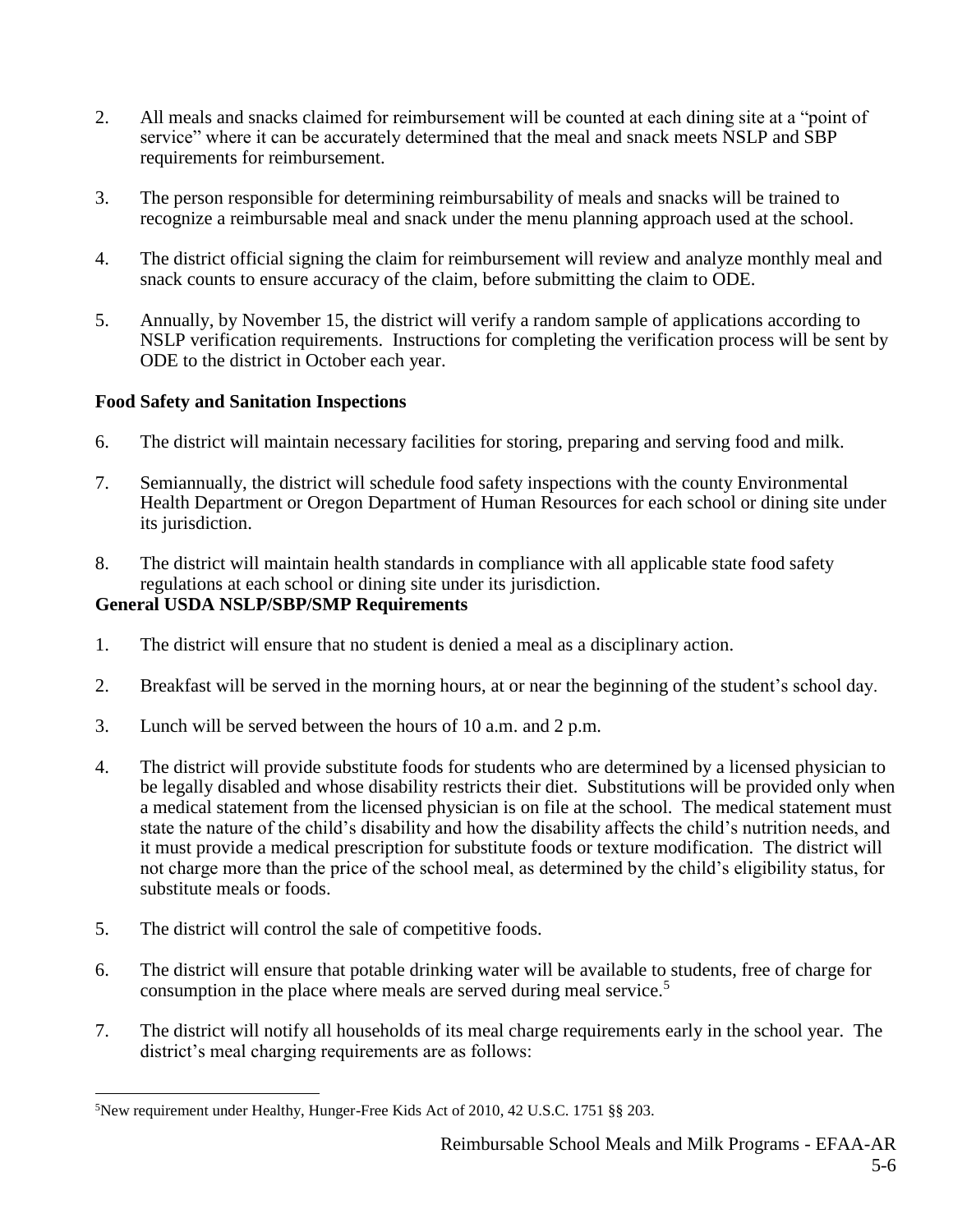2. All meals and snacks claimed for reimbursement will be counted at each dining site at a "point of service" where it can be accurately determined that the meal and snack meets NSLP and SBP requirements for reimbursement.

3. The person responsible for determining reimbursability of meals and snacks will be trained to recognize a reimbursable meal and snack under the menu planning approach used at the school.

4. The district official signing the claim for reimbursement will review and analyze monthly meal and snack counts to ensure accuracy of the claim, before submitting the claim to ODE.

5. Annually, by November 15, the district will verify a random sample of applications according to NSLP verification requirements. Instructions for completing the verification process will be sent by ODE to the district in October each year.

**Food Safety and Sanitation Inspections**

6. The district will maintain necessary facilities for storing, preparing and serving food and milk.

7. Semiannually, the district will schedule food safety inspections with the county Environmental Health Department or Oregon Department of Human Resources for each school or dining site under its jurisdiction.

8. The district will maintain health standards in compliance with all applicable state food safety regulations at each school or dining site under its jurisdiction.

**General USDA NSLP/SBP/SMP Requirements**

1. The district will ensure that no student is denied a meal as a disciplinary action.

2. Breakfast will be served in the morning hours, at or near the beginning of the student's school day.

3. Lunch will be served between the hours of 10 a.m. and 2 p.m.

4. The district will provide substitute foods for students who are determined by a licensed physician to be legally disabled and whose disability restricts their diet. Substitutions will be provided only when a medical statement from the licensed physician is on file at the school. The medical statement must state the nature of the child's disability and how the disability affects the child's nutrition needs, and it must provide a medical prescription for substitute foods or texture modification. The district will not charge more than the price of the school meal, as determined by the child's eligibility status, for substitute meals or foods.

5. The district will control the sale of competitive foods.

6. The district will ensure that potable drinking water will be available to students, free of charge for consumption in the place where meals are served during meal service.[5]

7. The district will notify all households of its meal charge requirements early in the school year. The district's meal charging requirements are as follows:

[5]New requirement under Healthy, Hunger-Free Kids Act of 2010, 42 U.S.C. 1751 §§ 203.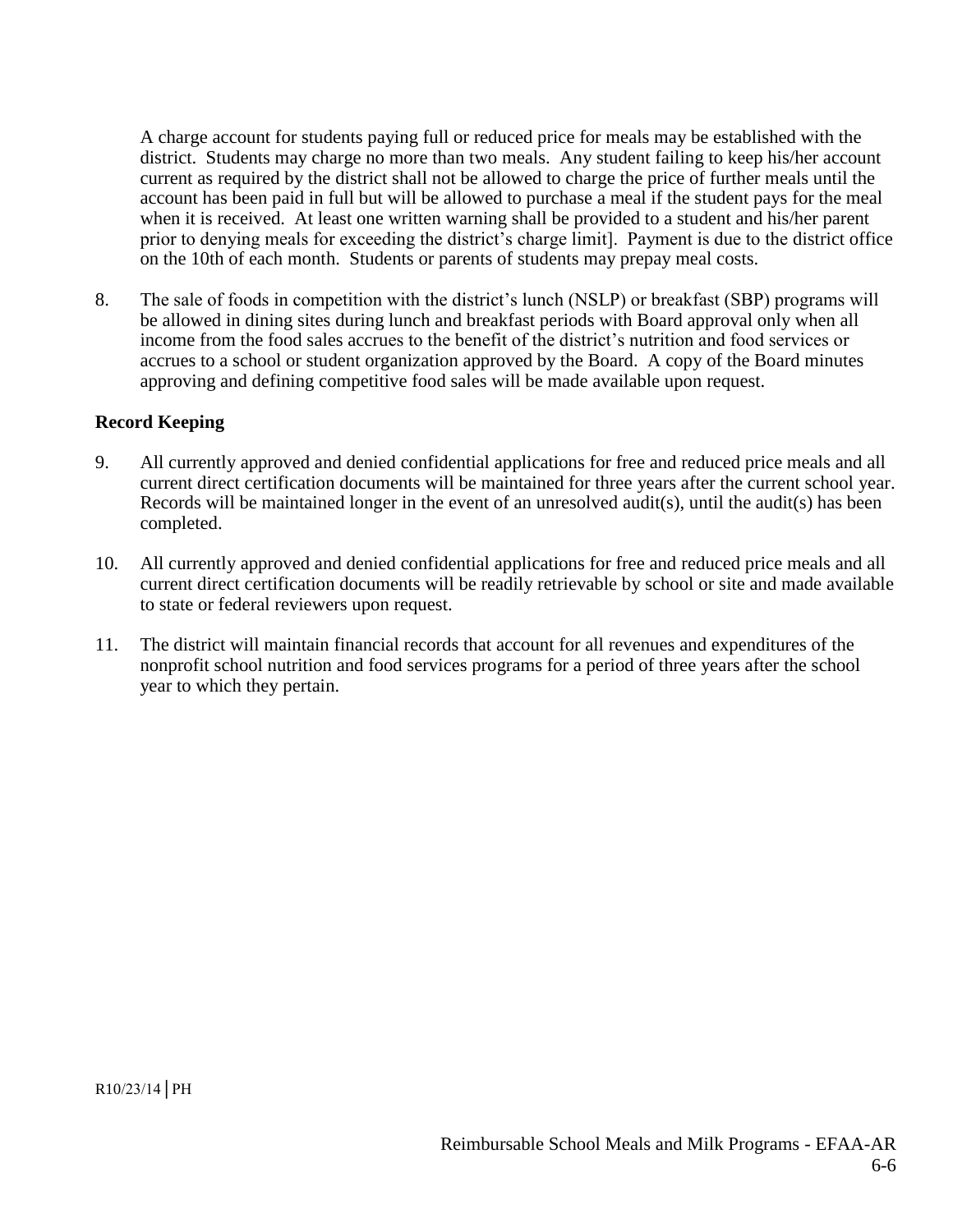A charge account for students paying full or reduced price for meals may be established with the district. Students may charge no more than two meals. Any student failing to keep his/her account current as required by the district shall not be allowed to charge the price of further meals until the account has been paid in full but will be allowed to purchase a meal if the student pays for the meal when it is received. At least one written warning shall be provided to a student and his/her parent prior to denying meals for exceeding the district's charge limit]. Payment is due to the district office on the 10th of each month. Students or parents of students may prepay meal costs.

8. The sale of foods in competition with the district's lunch (NSLP) or breakfast (SBP) programs will be allowed in dining sites during lunch and breakfast periods with Board approval only when all income from the food sales accrues to the benefit of the district's nutrition and food services or accrues to a school or student organization approved by the Board. A copy of the Board minutes approving and defining competitive food sales will be made available upon request.

**Record Keeping**

9. All currently approved and denied confidential applications for free and reduced price meals and all current direct certification documents will be maintained for three years after the current school year. Records will be maintained longer in the event of an unresolved audit(s), until the audit(s) has been completed.

10. All currently approved and denied confidential applications for free and reduced price meals and all current direct certification documents will be readily retrievable by school or site and made available to state or federal reviewers upon request.

11. The district will maintain financial records that account for all revenues and expenditures of the nonprofit school nutrition and food services programs for a period of three years after the school year to which they pertain.

R10/23/14│PH